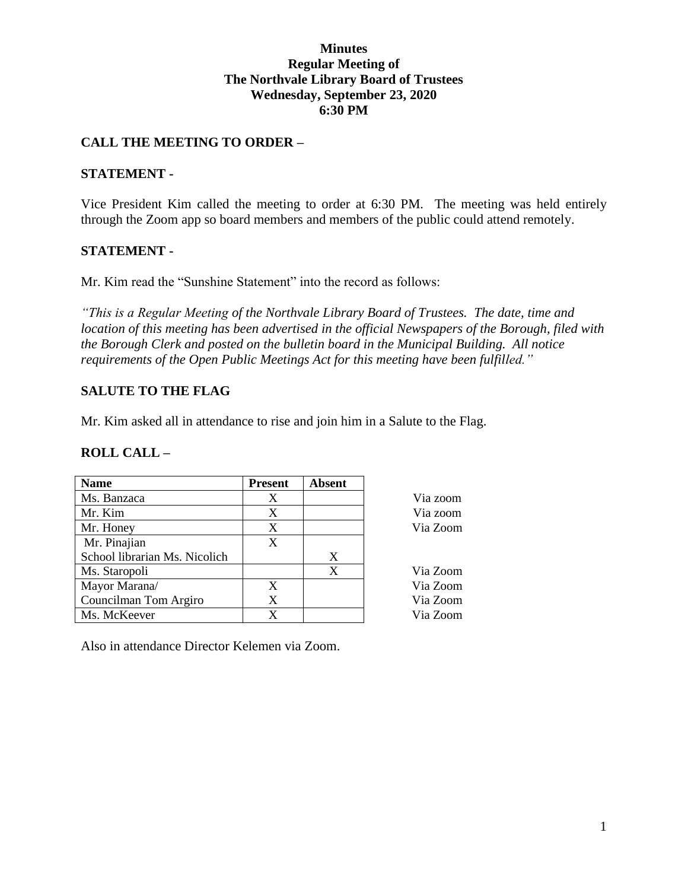**Minutes**
**Regular Meeting of**
**The Northvale Library Board of Trustees**
**Wednesday, September 23, 2020**
**6:30 PM**

## CALL THE MEETING TO ORDER –

## STATEMENT -

Vice President Kim called the meeting to order at 6:30 PM. The meeting was held entirely through the Zoom app so board members and members of the public could attend remotely.

## STATEMENT -

Mr. Kim read the "Sunshine Statement" into the record as follows:

*"This is a Regular Meeting of the Northvale Library Board of Trustees. The date, time and location of this meeting has been advertised in the official Newspapers of the Borough, filed with the Borough Clerk and posted on the bulletin board in the Municipal Building. All notice requirements of the Open Public Meetings Act for this meeting have been fulfilled."*

## SALUTE TO THE FLAG

Mr. Kim asked all in attendance to rise and join him in a Salute to the Flag.

## ROLL CALL –

| Name | Present | Absent | |
|---|---|---|---|
| Ms. Banzaca | X | | Via zoom |
| Mr. Kim | X | | Via zoom |
| Mr. Honey | X | | Via Zoom |
| Mr. Pinajian | X | | |
| School librarian Ms. Nicolich | | X | |
| Ms. Staropoli | | X | Via Zoom |
| Mayor Marana/ | X | | Via Zoom |
| Councilman Tom Argiro | X | | Via Zoom |
| Ms. McKeever | X | | Via Zoom |

Also in attendance Director Kelemen via Zoom.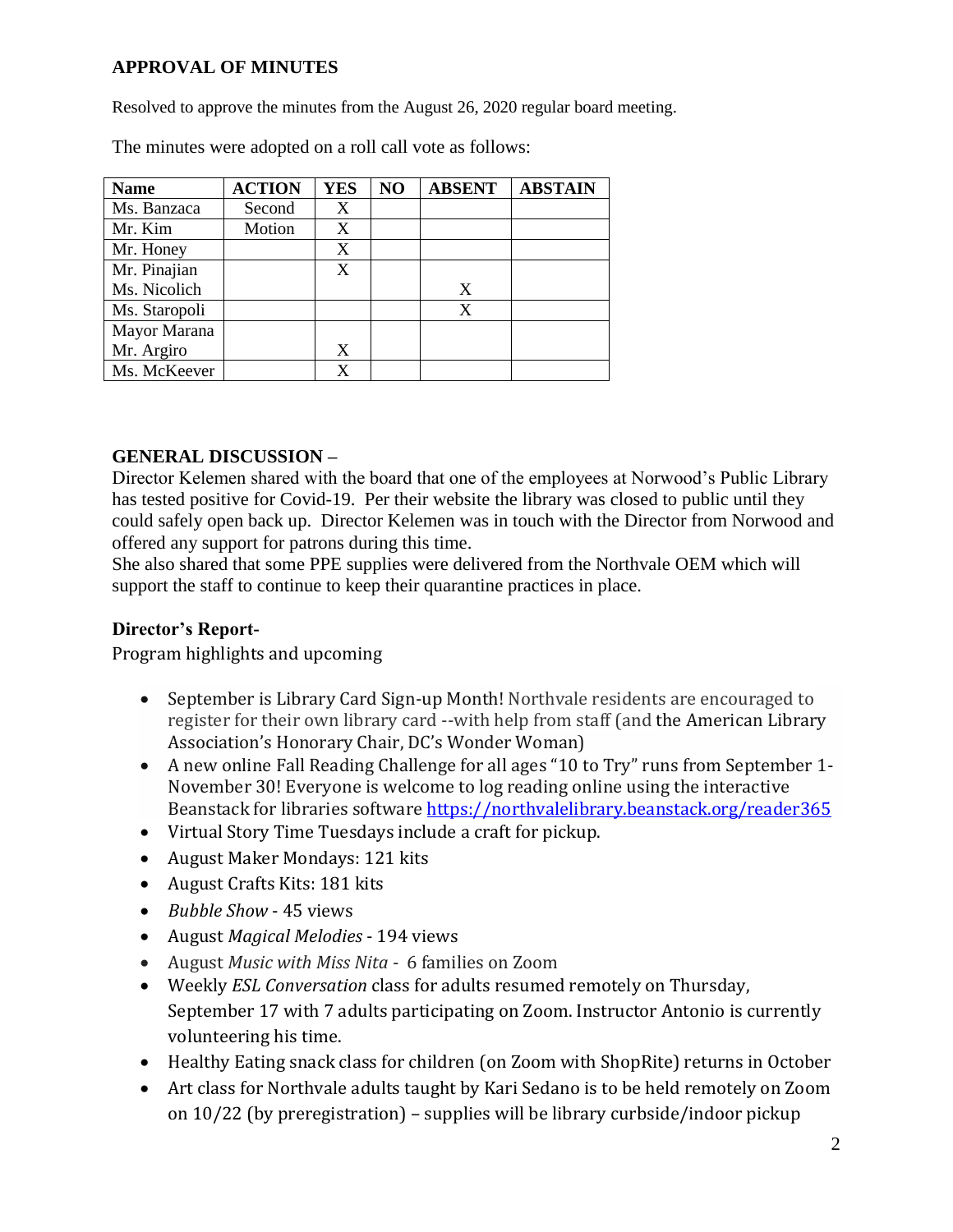## APPROVAL OF MINUTES

Resolved to approve the minutes from the August 26, 2020 regular board meeting.

The minutes were adopted on a roll call vote as follows:

| Name | ACTION | YES | NO | ABSENT | ABSTAIN |
|---|---|---|---|---|---|
| Ms. Banzaca | Second | X | | | |
| Mr. Kim | Motion | X | | | |
| Mr. Honey | | X | | | |
| Mr. Pinajian | | X | | | |
| Ms. Nicolich | | | | X | |
| Ms. Staropoli | | | | X | |
| Mayor Marana | | | | | |
| Mr. Argiro | | X | | | |
| Ms. McKeever | | X | | | |

## GENERAL DISCUSSION –

Director Kelemen shared with the board that one of the employees at Norwood's Public Library has tested positive for Covid-19. Per their website the library was closed to public until they could safely open back up. Director Kelemen was in touch with the Director from Norwood and offered any support for patrons during this time.

She also shared that some PPE supplies were delivered from the Northvale OEM which will support the staff to continue to keep their quarantine practices in place.

### Director's Report-

Program highlights and upcoming

- September is Library Card Sign-up Month! Northvale residents are encouraged to register for their own library card --with help from staff (and the American Library Association's Honorary Chair, DC's Wonder Woman)
- A new online Fall Reading Challenge for all ages "10 to Try" runs from September 1-November 30! Everyone is welcome to log reading online using the interactive Beanstack for libraries software https://northvalelibrary.beanstack.org/reader365
- Virtual Story Time Tuesdays include a craft for pickup.
- August Maker Mondays: 121 kits
- August Crafts Kits: 181 kits
- *Bubble Show* - 45 views
- August *Magical Melodies* - 194 views
- August *Music with Miss Nita* - 6 families on Zoom
- Weekly *ESL Conversation* class for adults resumed remotely on Thursday, September 17 with 7 adults participating on Zoom. Instructor Antonio is currently volunteering his time.
- Healthy Eating snack class for children (on Zoom with ShopRite) returns in October
- Art class for Northvale adults taught by Kari Sedano is to be held remotely on Zoom on 10/22 (by preregistration) – supplies will be library curbside/indoor pickup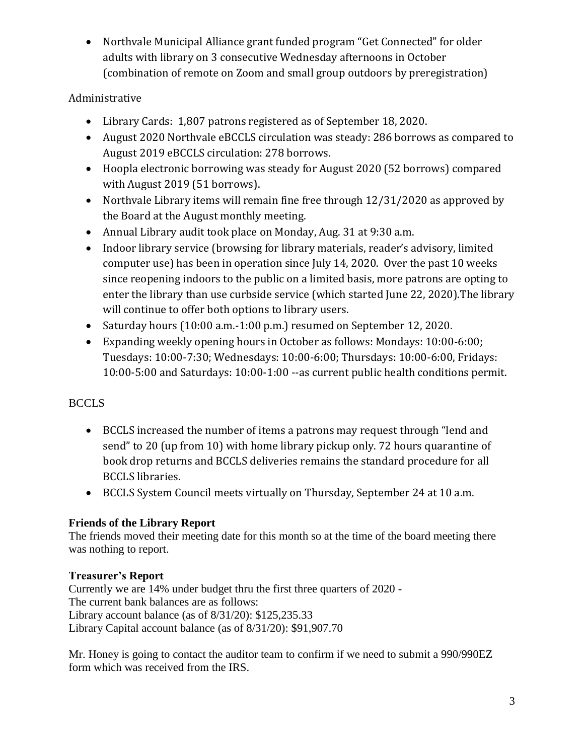- Northvale Municipal Alliance grant funded program "Get Connected" for older adults with library on 3 consecutive Wednesday afternoons in October (combination of remote on Zoom and small group outdoors by preregistration)

Administrative

- Library Cards: 1,807 patrons registered as of September 18, 2020.
- August 2020 Northvale eBCCLS circulation was steady: 286 borrows as compared to August 2019 eBCCLS circulation: 278 borrows.
- Hoopla electronic borrowing was steady for August 2020 (52 borrows) compared with August 2019 (51 borrows).
- Northvale Library items will remain fine free through 12/31/2020 as approved by the Board at the August monthly meeting.
- Annual Library audit took place on Monday, Aug. 31 at 9:30 a.m.
- Indoor library service (browsing for library materials, reader's advisory, limited computer use) has been in operation since July 14, 2020. Over the past 10 weeks since reopening indoors to the public on a limited basis, more patrons are opting to enter the library than use curbside service (which started June 22, 2020).The library will continue to offer both options to library users.
- Saturday hours (10:00 a.m.-1:00 p.m.) resumed on September 12, 2020.
- Expanding weekly opening hours in October as follows: Mondays: 10:00-6:00; Tuesdays: 10:00-7:30; Wednesdays: 10:00-6:00; Thursdays: 10:00-6:00, Fridays: 10:00-5:00 and Saturdays: 10:00-1:00 --as current public health conditions permit.

BCCLS

- BCCLS increased the number of items a patrons may request through "lend and send" to 20 (up from 10) with home library pickup only. 72 hours quarantine of book drop returns and BCCLS deliveries remains the standard procedure for all BCCLS libraries.
- BCCLS System Council meets virtually on Thursday, September 24 at 10 a.m.

**Friends of the Library Report**

The friends moved their meeting date for this month so at the time of the board meeting there was nothing to report.

**Treasurer's Report**

Currently we are 14% under budget thru the first three quarters of 2020 -
The current bank balances are as follows:
Library account balance (as of 8/31/20): $125,235.33
Library Capital account balance (as of 8/31/20): $91,907.70

Mr. Honey is going to contact the auditor team to confirm if we need to submit a 990/990EZ form which was received from the IRS.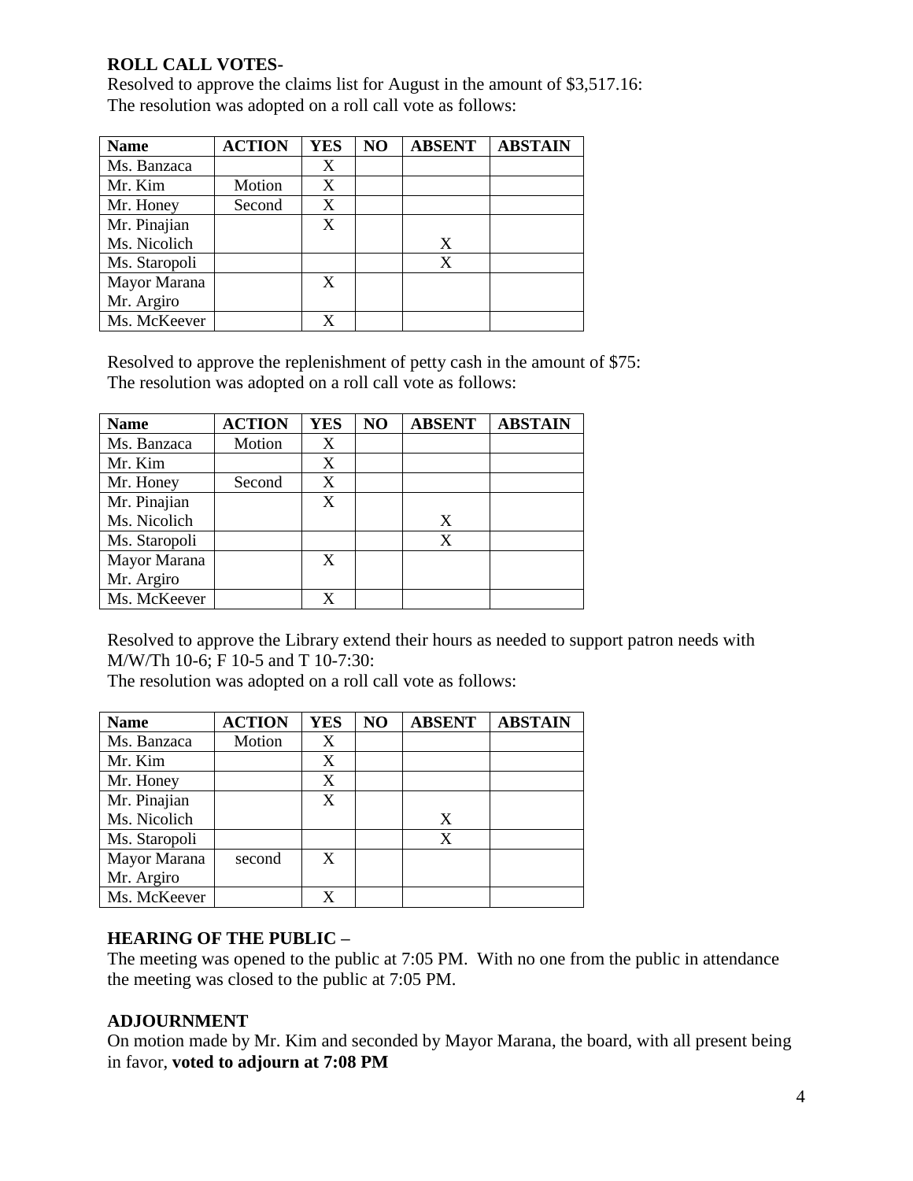**ROLL CALL VOTES-**

Resolved to approve the claims list for August in the amount of $3,517.16:
The resolution was adopted on a roll call vote as follows:

| Name | ACTION | YES | NO | ABSENT | ABSTAIN |
|---|---|---|---|---|---|
| Ms. Banzaca | | X | | | |
| Mr. Kim | Motion | X | | | |
| Mr. Honey | Second | X | | | |
| Mr. Pinajian | | X | | | |
| Ms. Nicolich | | | | X | |
| Ms. Staropoli | | | | X | |
| Mayor Marana | | X | | | |
| Mr. Argiro | | | | | |
| Ms. McKeever | | X | | | |

Resolved to approve the replenishment of petty cash in the amount of $75:
The resolution was adopted on a roll call vote as follows:

| Name | ACTION | YES | NO | ABSENT | ABSTAIN |
|---|---|---|---|---|---|
| Ms. Banzaca | Motion | X | | | |
| Mr. Kim | | X | | | |
| Mr. Honey | Second | X | | | |
| Mr. Pinajian | | X | | | |
| Ms. Nicolich | | | | X | |
| Ms. Staropoli | | | | X | |
| Mayor Marana | | X | | | |
| Mr. Argiro | | | | | |
| Ms. McKeever | | X | | | |

Resolved to approve the Library extend their hours as needed to support patron needs with M/W/Th 10-6; F 10-5 and T 10-7:30:
The resolution was adopted on a roll call vote as follows:

| Name | ACTION | YES | NO | ABSENT | ABSTAIN |
|---|---|---|---|---|---|
| Ms. Banzaca | Motion | X | | | |
| Mr. Kim | | X | | | |
| Mr. Honey | | X | | | |
| Mr. Pinajian | | X | | | |
| Ms. Nicolich | | | | X | |
| Ms. Staropoli | | | | X | |
| Mayor Marana | second | X | | | |
| Mr. Argiro | | | | | |
| Ms. McKeever | | X | | | |

**HEARING OF THE PUBLIC –**

The meeting was opened to the public at 7:05 PM. With no one from the public in attendance the meeting was closed to the public at 7:05 PM.

**ADJOURNMENT**

On motion made by Mr. Kim and seconded by Mayor Marana, the board, with all present being in favor, **voted to adjourn at 7:08 PM**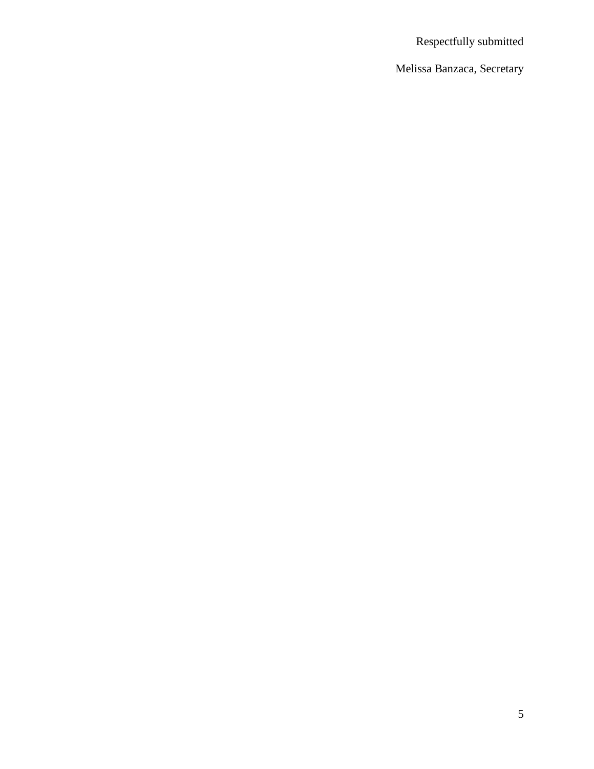Respectfully submitted

Melissa Banzaca, Secretary